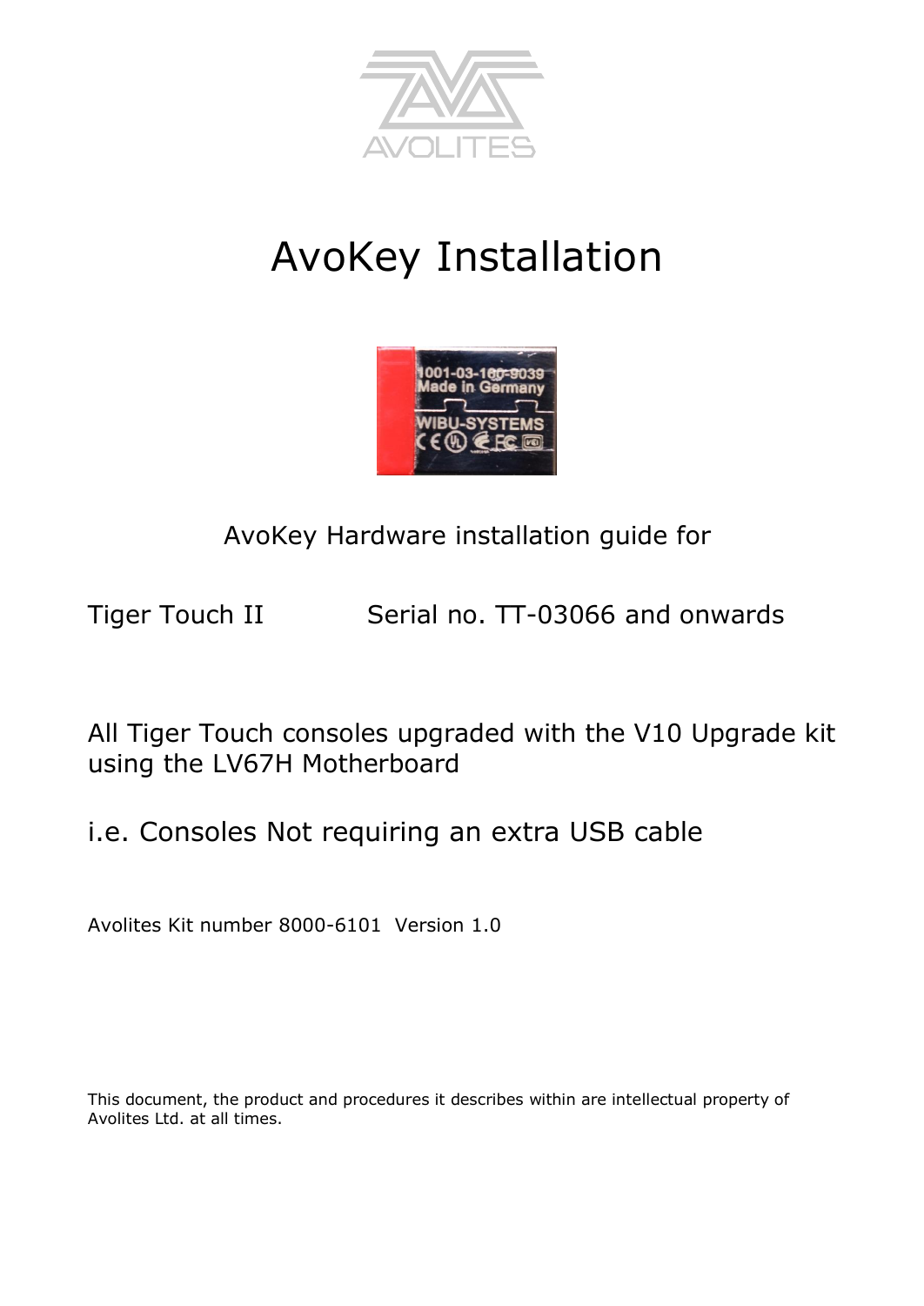# AvoKey Installation

AvoKey Hardware installation guide for

Tiger Touch II    Serial no. TT-03066 and onwards

All Tiger Touch consoles upgraded with the V10 Upgrade kit using the LV67H Motherboard

i.e. Consoles Not requiring an extra USB cable

Avolites Kit number 8000-6101  Version 1.0

This document, the product and procedures it describes within are intellectual property of Avolites Ltd. at all times.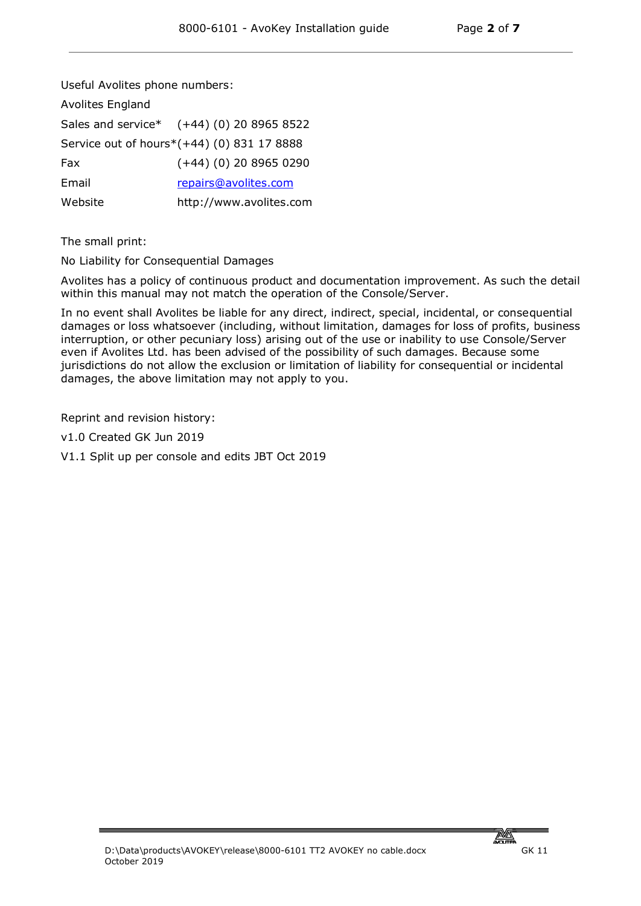Useful Avolites phone numbers:

Avolites England

| | |
|---|---|
| Sales and service* | (+44) (0) 20 8965 8522 |
| Service out of hours* | (+44) (0) 831 17 8888 |
| Fax | (+44) (0) 20 8965 0290 |
| Email | repairs@avolites.com |
| Website | http://www.avolites.com |

The small print:

No Liability for Consequential Damages

Avolites has a policy of continuous product and documentation improvement. As such the detail within this manual may not match the operation of the Console/Server.

In no event shall Avolites be liable for any direct, indirect, special, incidental, or consequential damages or loss whatsoever (including, without limitation, damages for loss of profits, business interruption, or other pecuniary loss) arising out of the use or inability to use Console/Server even if Avolites Ltd. has been advised of the possibility of such damages. Because some jurisdictions do not allow the exclusion or limitation of liability for consequential or incidental damages, the above limitation may not apply to you.

Reprint and revision history:

v1.0 Created GK Jun 2019

V1.1 Split up per console and edits JBT Oct 2019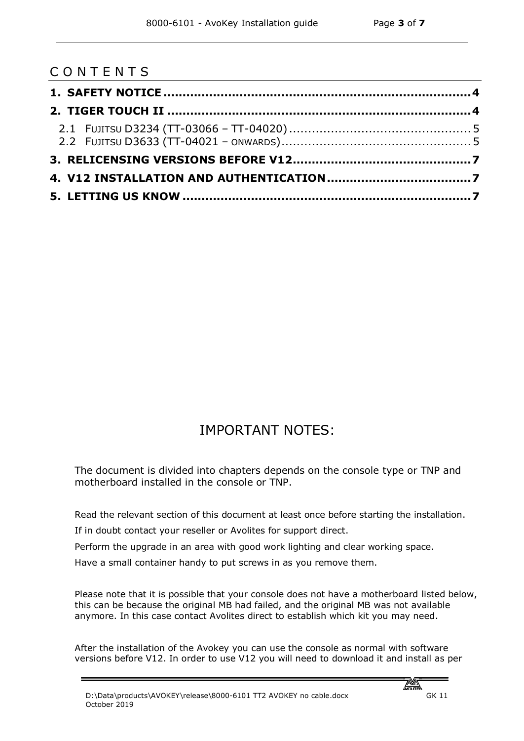# CONTENTS

**1. SAFETY NOTICE ................................................................ 4**

**2. TIGER TOUCH II ................................................................ 4**

2.1 FUJITSU D3234 (TT-03066 – TT-04020) ................................................ 5

2.2 FUJITSU D3633 (TT-04021 – ONWARDS) ................................................ 5

**3. RELICENSING VERSIONS BEFORE V12 ................................................ 7**

**4. V12 INSTALLATION AND AUTHENTICATION ................................................ 7**

**5. LETTING US KNOW ................................................................ 7**

## IMPORTANT NOTES:

The document is divided into chapters depends on the console type or TNP and motherboard installed in the console or TNP.

Read the relevant section of this document at least once before starting the installation.

If in doubt contact your reseller or Avolites for support direct.

Perform the upgrade in an area with good work lighting and clear working space.

Have a small container handy to put screws in as you remove them.

Please note that it is possible that your console does not have a motherboard listed below, this can be because the original MB had failed, and the original MB was not available anymore. In this case contact Avolites direct to establish which kit you may need.

After the installation of the Avokey you can use the console as normal with software versions before V12. In order to use V12 you will need to download it and install as per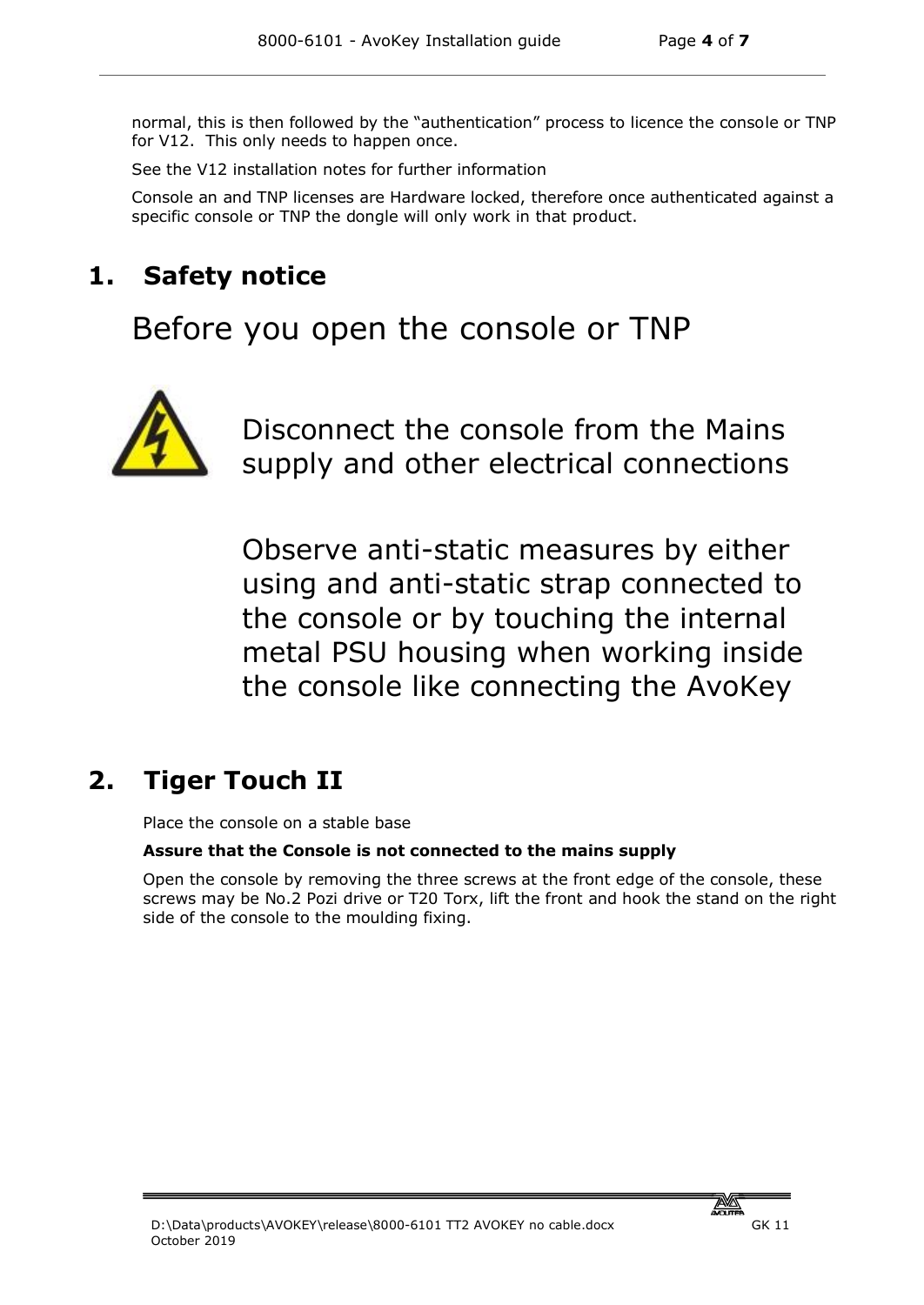normal, this is then followed by the "authentication" process to licence the console or TNP for V12. This only needs to happen once.

See the V12 installation notes for further information

Console an and TNP licenses are Hardware locked, therefore once authenticated against a specific console or TNP the dongle will only work in that product.

# 1. Safety notice

## Before you open the console or TNP

Disconnect the console from the Mains supply and other electrical connections

Observe anti-static measures by either using and anti-static strap connected to the console or by touching the internal metal PSU housing when working inside the console like connecting the AvoKey

# 2. Tiger Touch II

Place the console on a stable base

**Assure that the Console is not connected to the mains supply**

Open the console by removing the three screws at the front edge of the console, these screws may be No.2 Pozi drive or T20 Torx, lift the front and hook the stand on the right side of the console to the moulding fixing.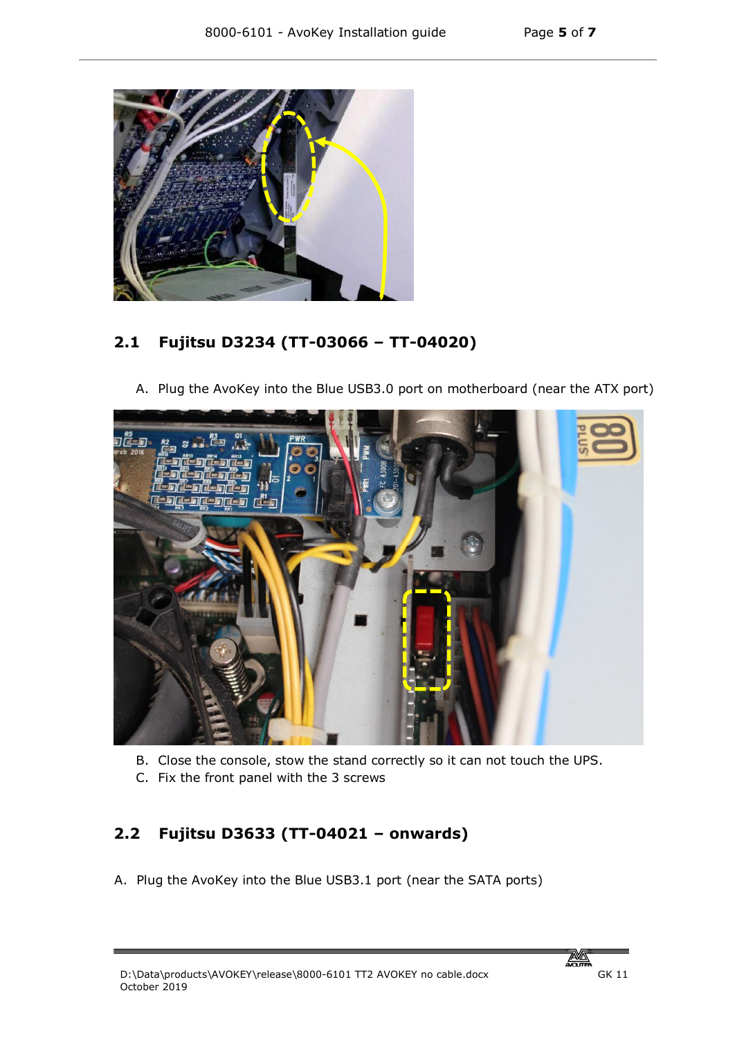## 2.1 Fujitsu D3234 (TT-03066 – TT-04020)

A. Plug the AvoKey into the Blue USB3.0 port on motherboard (near the ATX port)

B. Close the console, stow the stand correctly so it can not touch the UPS.

C. Fix the front panel with the 3 screws

## 2.2 Fujitsu D3633 (TT-04021 – onwards)

A. Plug the AvoKey into the Blue USB3.1 port (near the SATA ports)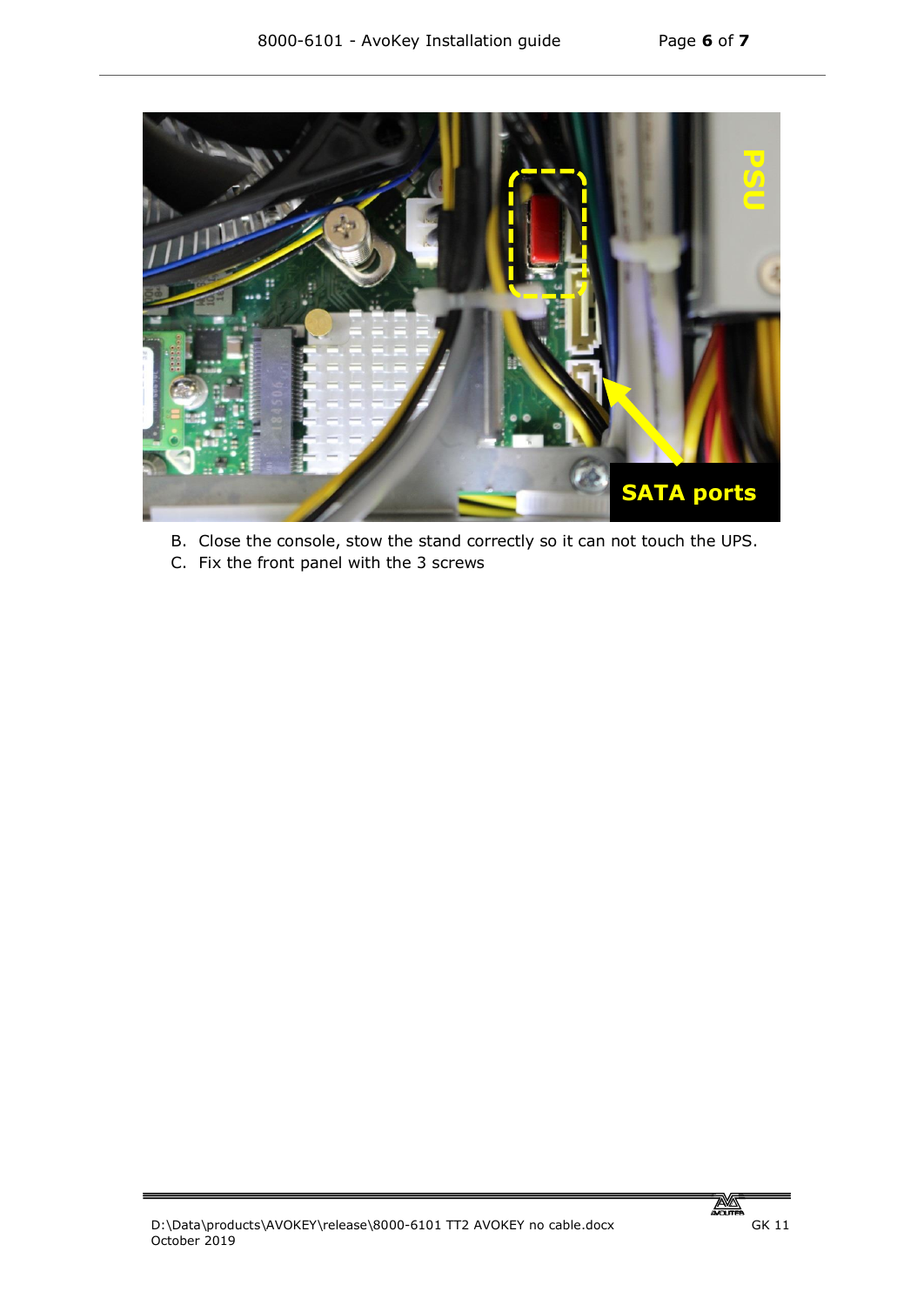B. Close the console, stow the stand correctly so it can not touch the UPS.
C. Fix the front panel with the 3 screws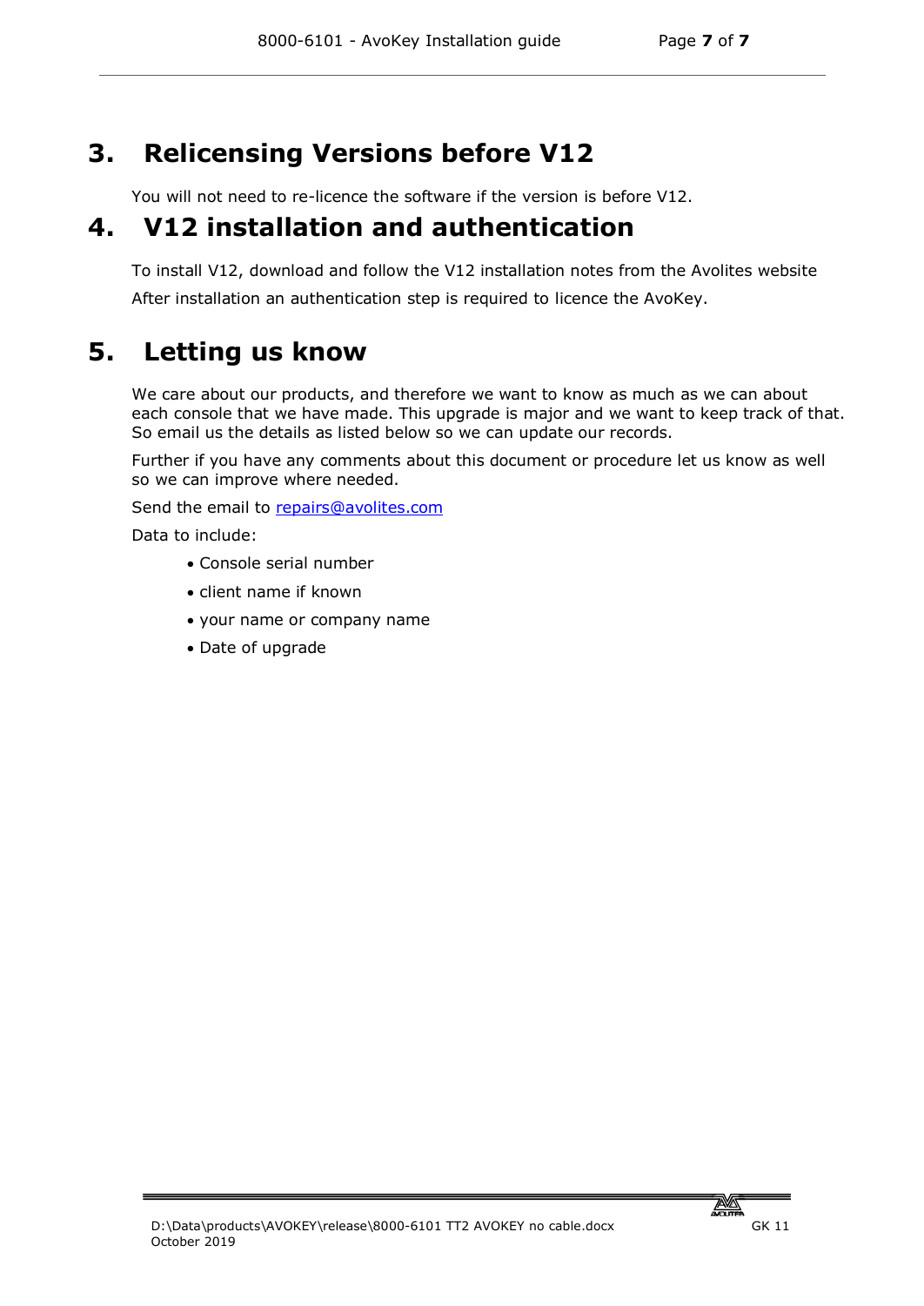# 3. Relicensing Versions before V12

You will not need to re-licence the software if the version is before V12.

# 4. V12 installation and authentication

To install V12, download and follow the V12 installation notes from the Avolites website

After installation an authentication step is required to licence the AvoKey.

# 5. Letting us know

We care about our products, and therefore we want to know as much as we can about each console that we have made. This upgrade is major and we want to keep track of that. So email us the details as listed below so we can update our records.

Further if you have any comments about this document or procedure let us know as well so we can improve where needed.

Send the email to [repairs@avolites.com](mailto:repairs@avolites.com)

Data to include:

- Console serial number
- client name if known
- your name or company name
- Date of upgrade